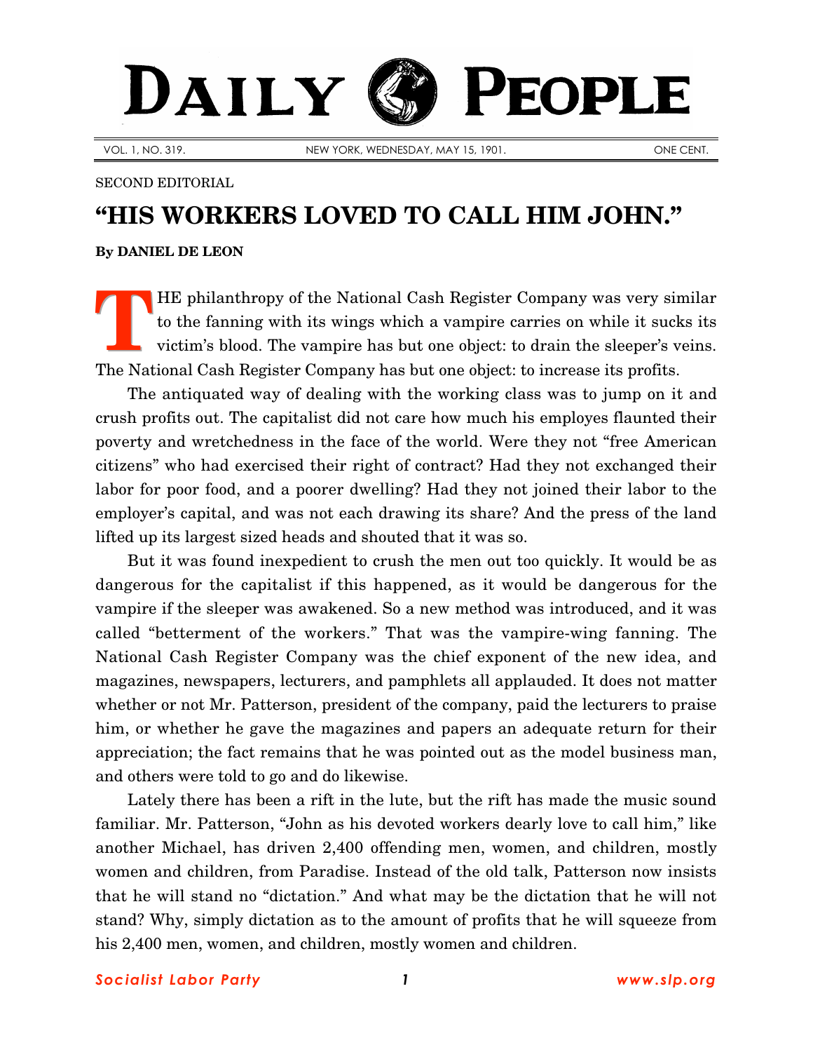# DAILY PEOPLE

VOL. 1, NO. 319. NEW YORK, WEDNESDAY, MAY 15, 1901. ONE CENT.

SECOND EDITORIAL

## "HIS WORKERS LOVED TO CALL HIM JOHN."

**By DANIEL DE LEON**

THE philanthropy of the National Cash Register Company was very similar to the fanning with its wings which a vampire carries on while it sucks its victim's blood. The vampire has but one object: to drain the sleeper's veins. The National Cash Register Company has but one object: to increase its profits.

The antiquated way of dealing with the working class was to jump on it and crush profits out. The capitalist did not care how much his employes flaunted their poverty and wretchedness in the face of the world. Were they not "free American citizens" who had exercised their right of contract? Had they not exchanged their labor for poor food, and a poorer dwelling? Had they not joined their labor to the employer's capital, and was not each drawing its share? And the press of the land lifted up its largest sized heads and shouted that it was so.

But it was found inexpedient to crush the men out too quickly. It would be as dangerous for the capitalist if this happened, as it would be dangerous for the vampire if the sleeper was awakened. So a new method was introduced, and it was called "betterment of the workers." That was the vampire-wing fanning. The National Cash Register Company was the chief exponent of the new idea, and magazines, newspapers, lecturers, and pamphlets all applauded. It does not matter whether or not Mr. Patterson, president of the company, paid the lecturers to praise him, or whether he gave the magazines and papers an adequate return for their appreciation; the fact remains that he was pointed out as the model business man, and others were told to go and do likewise.

Lately there has been a rift in the lute, but the rift has made the music sound familiar. Mr. Patterson, "John as his devoted workers dearly love to call him," like another Michael, has driven 2,400 offending men, women, and children, mostly women and children, from Paradise. Instead of the old talk, Patterson now insists that he will stand no "dictation." And what may be the dictation that he will not stand? Why, simply dictation as to the amount of profits that he will squeeze from his 2,400 men, women, and children, mostly women and children.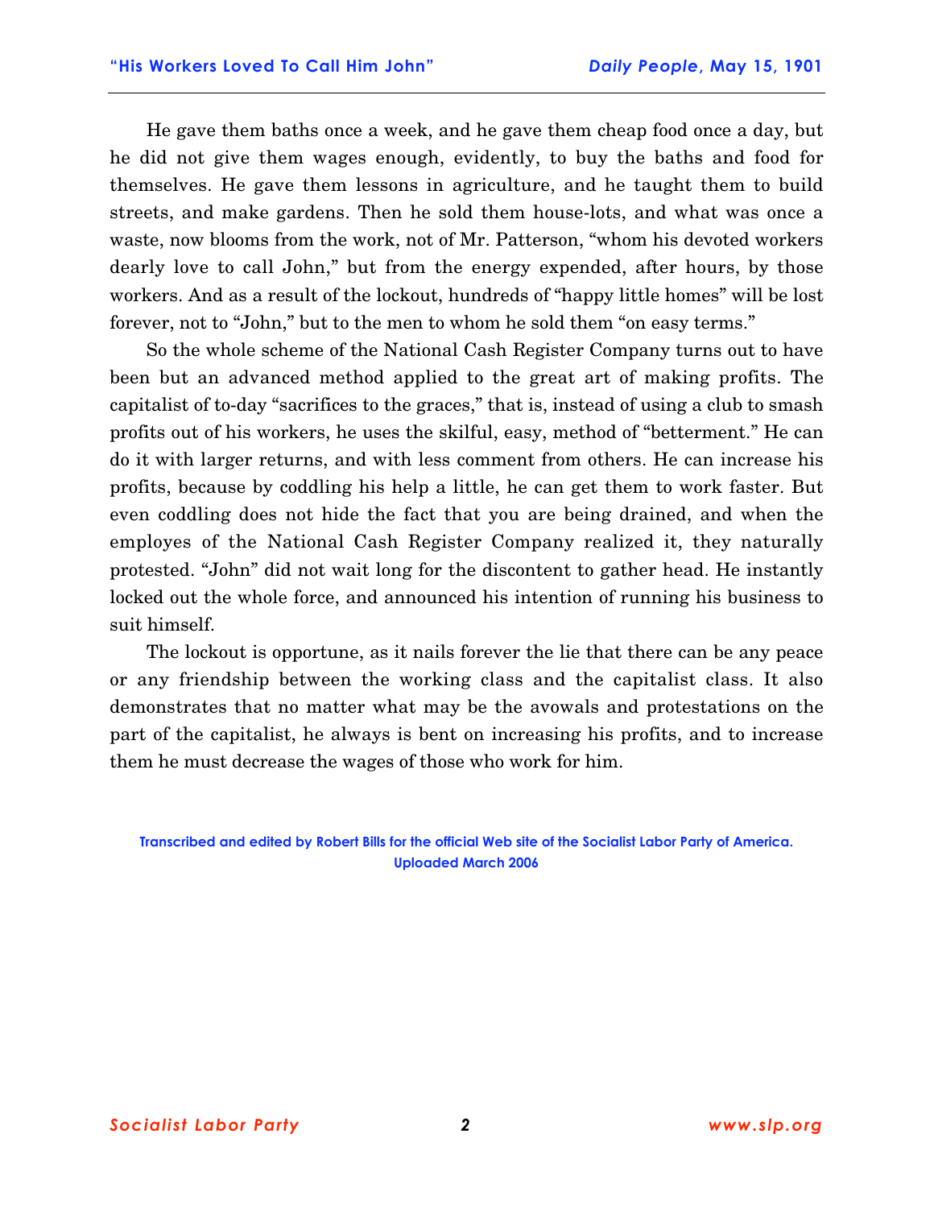He gave them baths once a week, and he gave them cheap food once a day, but he did not give them wages enough, evidently, to buy the baths and food for themselves. He gave them lessons in agriculture, and he taught them to build streets, and make gardens. Then he sold them house-lots, and what was once a waste, now blooms from the work, not of Mr. Patterson, "whom his devoted workers dearly love to call John," but from the energy expended, after hours, by those workers. And as a result of the lockout, hundreds of "happy little homes" will be lost forever, not to "John," but to the men to whom he sold them "on easy terms."

So the whole scheme of the National Cash Register Company turns out to have been but an advanced method applied to the great art of making profits. The capitalist of to-day "sacrifices to the graces," that is, instead of using a club to smash profits out of his workers, he uses the skilful, easy, method of "betterment." He can do it with larger returns, and with less comment from others. He can increase his profits, because by coddling his help a little, he can get them to work faster. But even coddling does not hide the fact that you are being drained, and when the employes of the National Cash Register Company realized it, they naturally protested. "John" did not wait long for the discontent to gather head. He instantly locked out the whole force, and announced his intention of running his business to suit himself.

The lockout is opportune, as it nails forever the lie that there can be any peace or any friendship between the working class and the capitalist class. It also demonstrates that no matter what may be the avowals and protestations on the part of the capitalist, he always is bent on increasing his profits, and to increase them he must decrease the wages of those who work for him.

**Transcribed and edited by Robert Bills for the official Web site of the Socialist Labor Party of America. Uploaded March 2006**